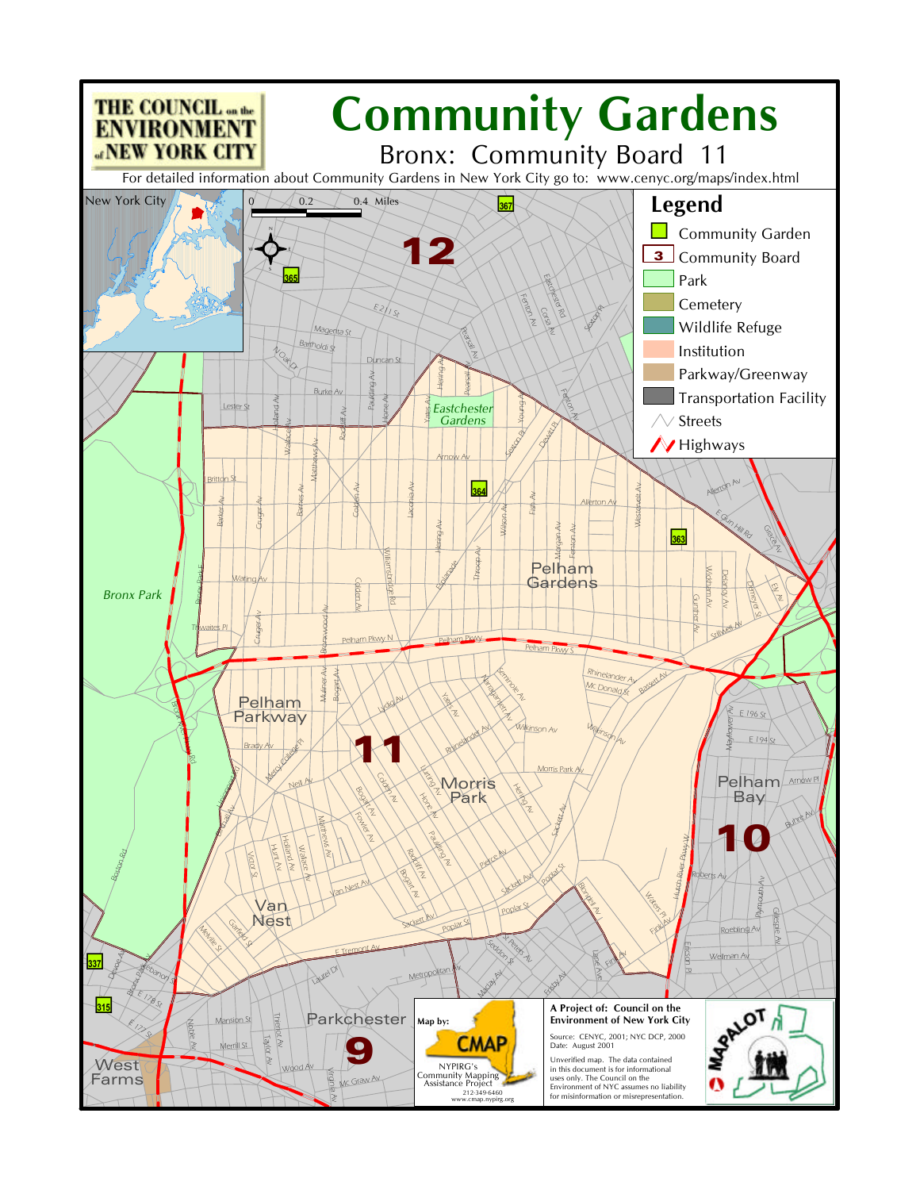# Community Gardens

## Bronx: Community Board 11

For detailed information about Community Gardens in New York City go to: www.cenyc.org/maps/index.html

THE COUNCIL on the ENVIRONMENT of NEW YORK CITY

**Legend**

- Community Garden
- Community Board
- Park
- Cemetery
- Wildlife Refuge
- Institution
- Parkway/Greenway
- Transportation Facility
- Streets
- Highways

**A Project of: Council on the Environment of New York City**

Source: CENYC, 2001; NYC DCP, 2000
Date: August 2001

Unverified map. The data contained in this document is for informational uses only. The Council on the Environment of NYC assumes no liability for misinformation or misrepresentation.

Map by: CMAP
NYPIRG's Community Mapping Assistance Project
212-349-6460
www.cmap.nypirg.org

MAPALOT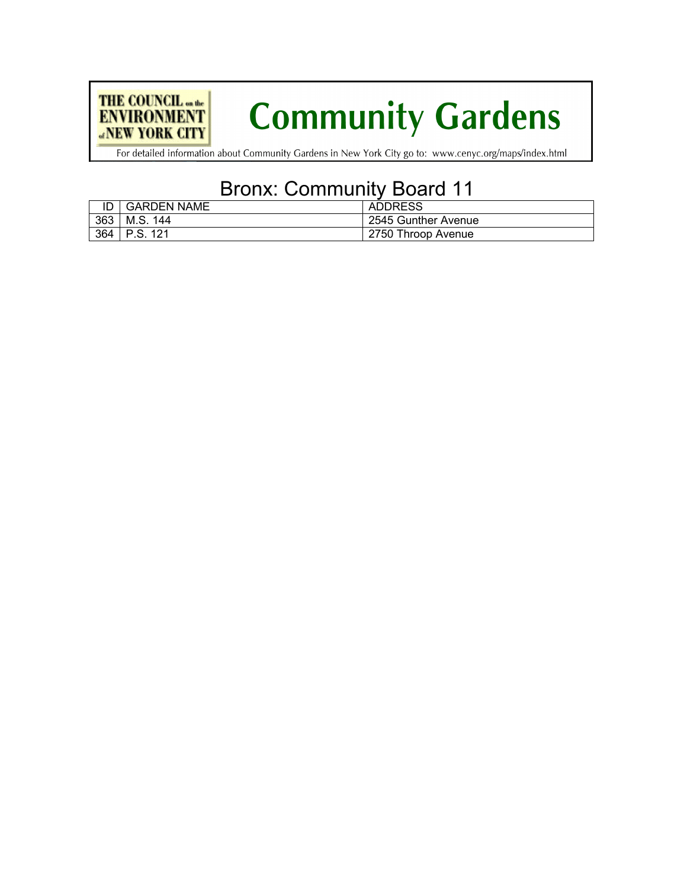THE COUNCIL on the ENVIRONMENT of NEW YORK CITY

# Community Gardens

For detailed information about Community Gardens in New York City go to: www.cenyc.org/maps/index.html

## Bronx: Community Board 11

| ID | GARDEN NAME | ADDRESS |
|---|---|---|
| 363 | M.S. 144 | 2545 Gunther Avenue |
| 364 | P.S. 121 | 2750 Throop Avenue |